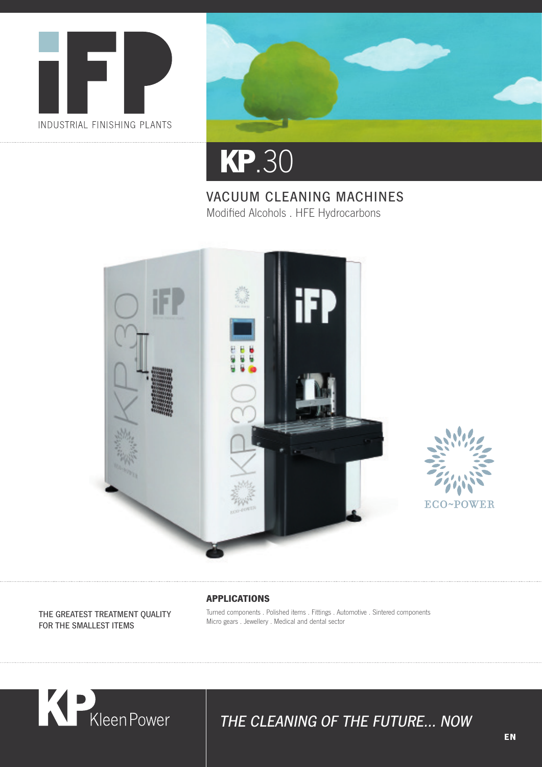iFP

INDUSTRIAL FINISHING PLANTS

# KP.30

## VACUUM CLEANING MACHINES

Modified Alcohols . HFE Hydrocarbons

ECO~POWER

THE GREATEST TREATMENT QUALITY FOR THE SMALLEST ITEMS

### APPLICATIONS

Turned components . Polished items . Fittings . Automotive . Sintered components
Micro gears . Jewellery . Medical and dental sector

KP KleenPower

*THE CLEANING OF THE FUTURE... NOW*

EN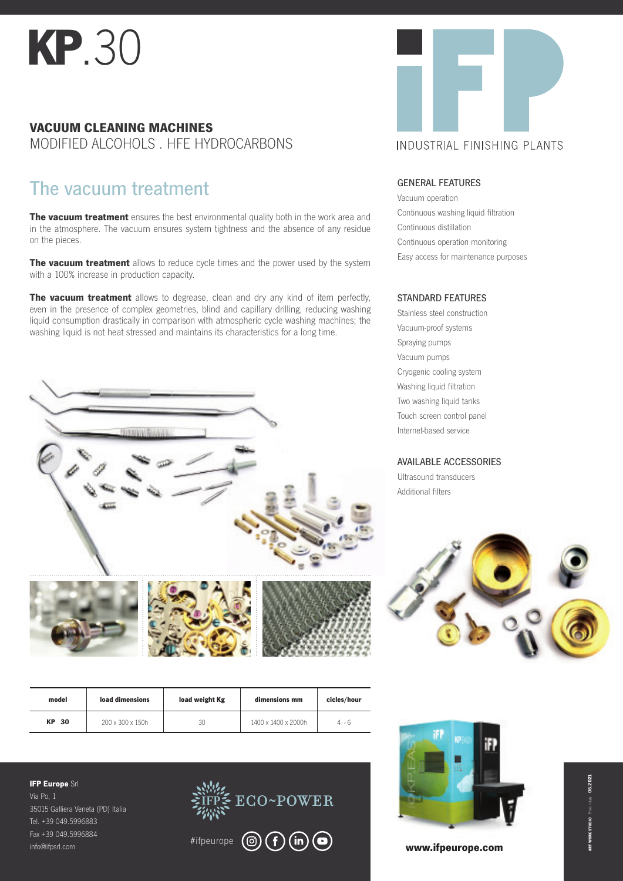# KP.30

## VACUUM CLEANING MACHINES

MODIFIED ALCOHOLS . HFE HYDROCARBONS

INDUSTRIAL FINISHING PLANTS

## The vacuum treatment

**The vacuum treatment** ensures the best environmental quality both in the work area and in the atmosphere. The vacuum ensures system tightness and the absence of any residue on the pieces.

**The vacuum treatment** allows to reduce cycle times and the power used by the system with a 100% increase in production capacity.

**The vacuum treatment** allows to degrease, clean and dry any kind of item perfectly, even in the presence of complex geometries, blind and capillary drilling, reducing washing liquid consumption drastically in comparison with atmospheric cycle washing machines; the washing liquid is not heat stressed and maintains its characteristics for a long time.

### GENERAL FEATURES

Vacuum operation
Continuous washing liquid filtration
Continuous distillation
Continuous operation monitoring
Easy access for maintenance purposes

### STANDARD FEATURES

Stainless steel construction
Vacuum-proof systems
Spraying pumps
Vacuum pumps
Cryogenic cooling system
Washing liquid filtration
Two washing liquid tanks
Touch screen control panel
Internet-based service

### AVAILABLE ACCESSORIES

Ultrasound transducers
Additional filters

| model | load dimensions | load weight Kg | dimensions mm | cicles/hour |
|---|---|---|---|---|
| **KP 30** | 200 x 300 x 150h | 30 | 1400 x 1400 x 2000h | 4 - 6 |

**IFP Europe** Srl
Via Po, 1
35015 Galliera Veneta (PD) Italia
Tel. +39 049.5996883
Fax +39 049.5996884
info@ifpsrl.com

IFP ECO~POWER

#ifpeurope

**www.ifpeurope.com**